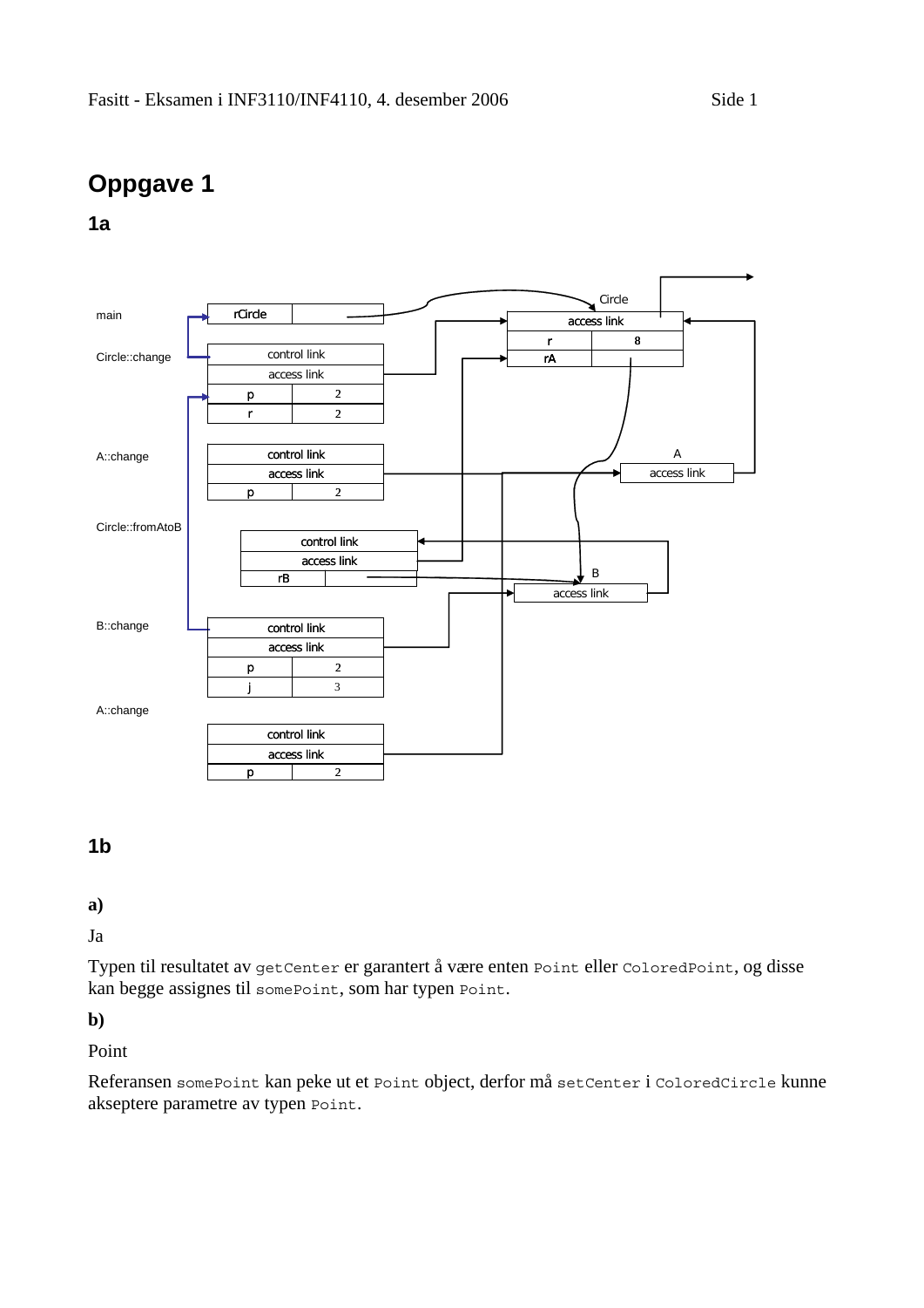# Oppgave 1

## 1a

main

Circle::change

A::change

Circle::fromAtoB

B::change

A::change

## 1b

**a)**

Ja

Typen til resultatet av `getCenter` er garantert å være enten `Point` eller `ColoredPoint`, og disse kan begge assignes til `somePoint`, som har typen `Point`.

**b)**

Point

Referansen `somePoint` kan peke ut et `Point` object, derfor må `setCenter` i `ColoredCircle` kunne akseptere parametre av typen `Point`.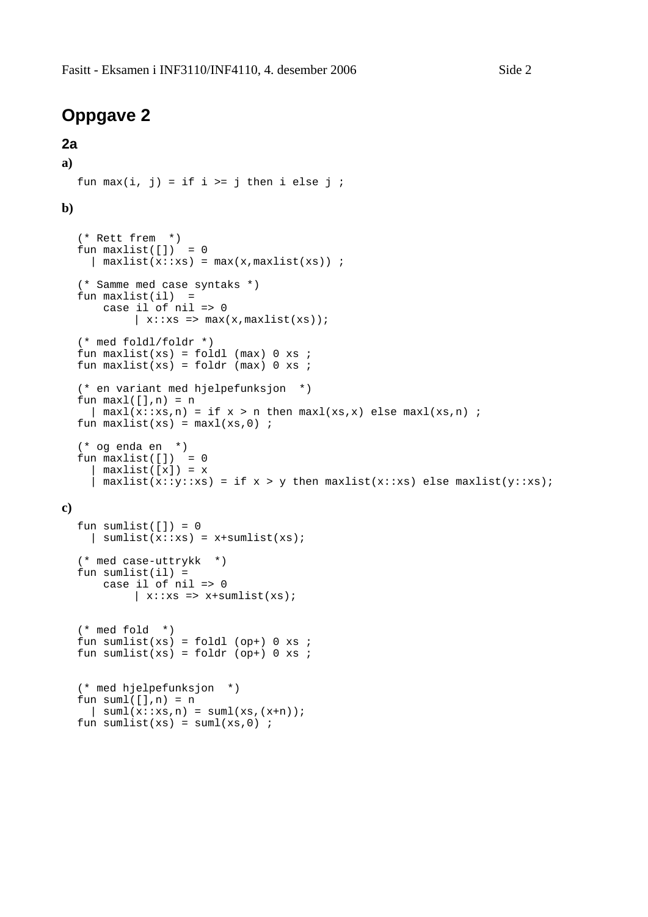# Oppgave 2

## 2a

**a)**

```
fun max(i, j) = if i >= j then i else j ;
```

**b)**

```
(* Rett frem  *)
fun maxlist([])  = 0
  | maxlist(x::xs) = max(x,maxlist(xs)) ;

(* Samme med case syntaks *)
fun maxlist(il)  =
    case il of nil => 0
         | x::xs => max(x,maxlist(xs));

(* med foldl/foldr *)
fun maxlist(xs) = foldl (max) 0 xs ;
fun maxlist(xs) = foldr (max) 0 xs ;

(* en variant med hjelpefunksjon  *)
fun maxl([],n) = n
  | maxl(x::xs,n) = if x > n then maxl(xs,x) else maxl(xs,n) ;
fun maxlist(xs) = maxl(xs,0) ;

(* og enda en  *)
fun maxlist([])  = 0
  | maxlist([x]) = x
  | maxlist(x::y::xs) = if x > y then maxlist(x::xs) else maxlist(y::xs);
```

**c)**

```
fun sumlist([]) = 0
  | sumlist(x::xs) = x+sumlist(xs);

(* med case-uttrykk  *)
fun sumlist(il) =
    case il of nil => 0
         | x::xs => x+sumlist(xs);


(* med fold  *)
fun sumlist(xs) = foldl (op+) 0 xs ;
fun sumlist(xs) = foldr (op+) 0 xs ;


(* med hjelpefunksjon  *)
fun suml([],n) = n
  | suml(x::xs,n) = suml(xs,(x+n));
fun sumlist(xs) = suml(xs,0) ;
```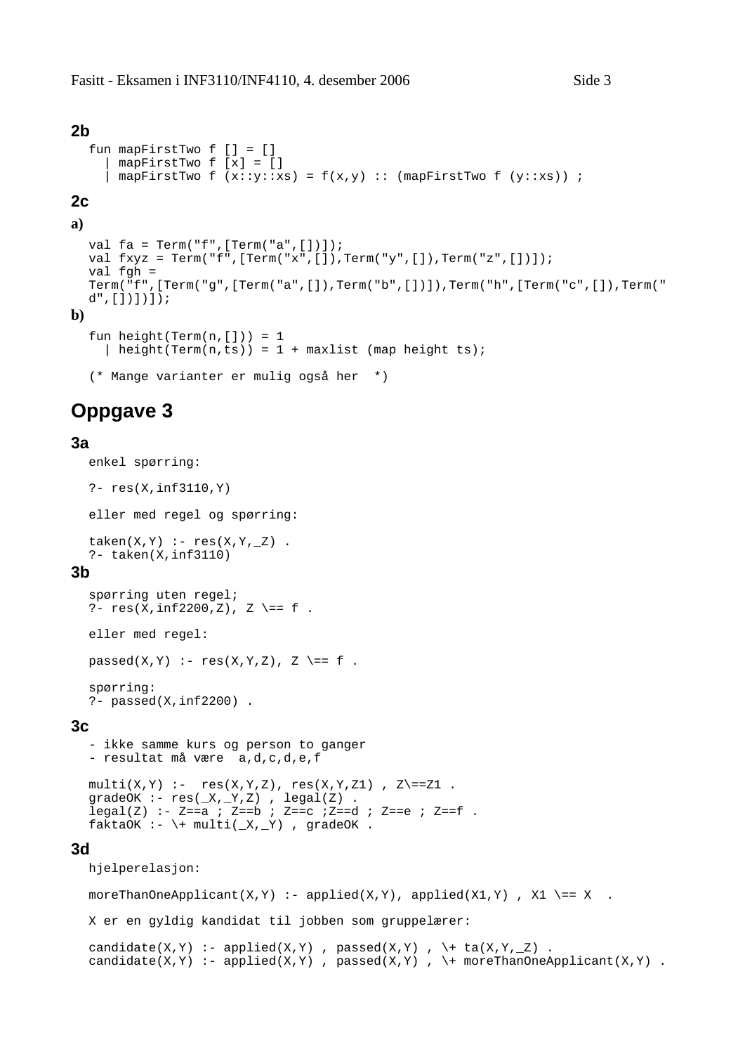### 2b

```
fun mapFirstTwo f [] = []
  | mapFirstTwo f [x] = []
  | mapFirstTwo f (x::y::xs) = f(x,y) :: (mapFirstTwo f (y::xs)) ;
```

### 2c

**a)**

```
val fa = Term("f",[Term("a",[])]);
val fxyz = Term("f",[Term("x",[]),Term("y",[]),Term("z",[])]);
val fgh =
Term("f",[Term("g",[Term("a",[]),Term("b",[])]),Term("h",[Term("c",[]),Term("
d",[])])]);
```

**b)**

```
fun height(Term(n,[])) = 1
  | height(Term(n,ts)) = 1 + maxlist (map height ts);

(* Mange varianter er mulig også her  *)
```

## Oppgave 3

### 3a

```
enkel spørring:

?- res(X,inf3110,Y)

eller med regel og spørring:

taken(X,Y) :- res(X,Y,_Z) .
?- taken(X,inf3110)
```

### 3b

```
spørring uten regel;
?- res(X,inf2200,Z), Z \== f .

eller med regel:

passed(X,Y) :- res(X,Y,Z), Z \== f .

spørring:
?- passed(X,inf2200) .
```

### 3c

```
- ikke samme kurs og person to ganger
- resultat må være  a,d,c,d,e,f

multi(X,Y) :-  res(X,Y,Z), res(X,Y,Z1) , Z\==Z1 .
gradeOK :- res(_X,_Y,Z) , legal(Z) .
legal(Z) :- Z==a ; Z==b ; Z==c ;Z==d ; Z==e ; Z==f .
faktaOK :- \+ multi(_X,_Y) , gradeOK .
```

### 3d

```
hjelperelasjon:

moreThanOneApplicant(X,Y) :- applied(X,Y), applied(X1,Y) , X1 \== X  .

X er en gyldig kandidat til jobben som gruppelærer:

candidate(X,Y) :- applied(X,Y) , passed(X,Y) , \+ ta(X,Y,_Z) .
candidate(X,Y) :- applied(X,Y) , passed(X,Y) , \+ moreThanOneApplicant(X,Y) .
```